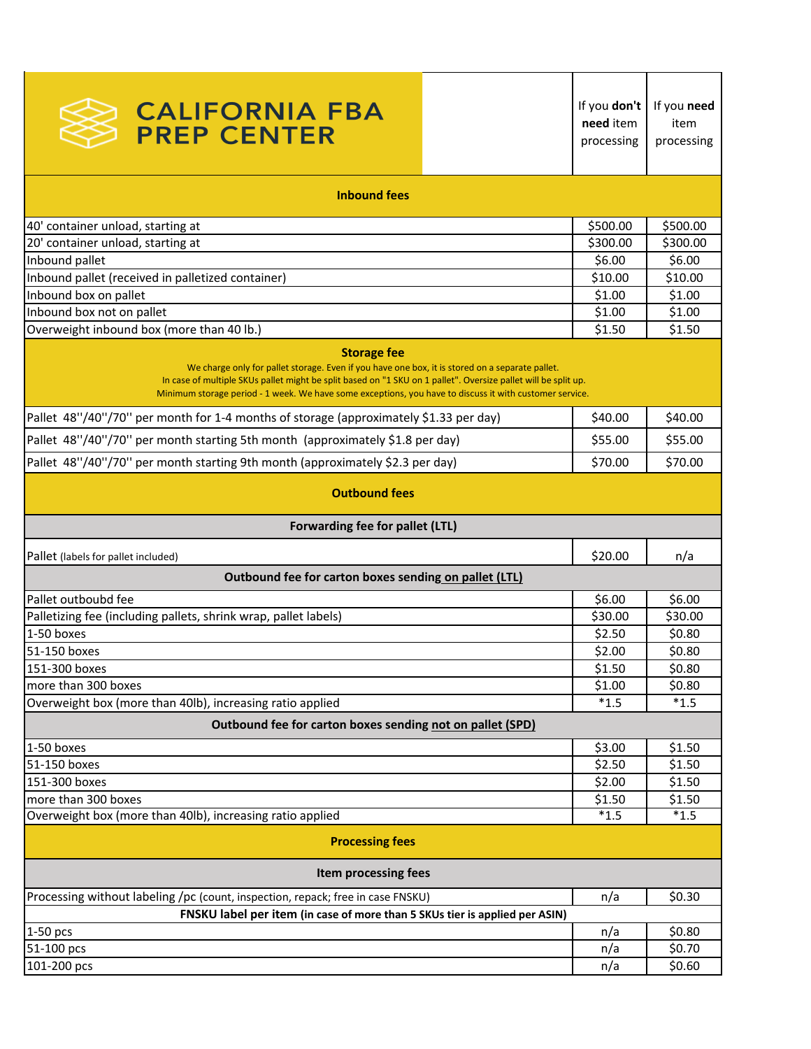# CALIFORNIA FBA PREP CENTER

| | If you **don't need** item processing | If you **need** item processing |
|---|---|---|
| **Inbound fees** | | |
| 40' container unload, starting at | $500.00 | $500.00 |
| 20' container unload, starting at | $300.00 | $300.00 |
| Inbound pallet | $6.00 | $6.00 |
| Inbound pallet (received in palletized container) | $10.00 | $10.00 |
| Inbound box on pallet | $1.00 | $1.00 |
| Inbound box not on pallet | $1.00 | $1.00 |
| Overweight inbound box (more than 40 lb.) | $1.50 | $1.50 |
| **Storage fee** We charge only for pallet storage. Even if you have one box, it is stored on a separate pallet. In case of multiple SKUs pallet might be split based on "1 SKU on 1 pallet". Oversize pallet will be split up. Minimum storage period - 1 week. We have some exceptions, you have to discuss it with customer service. | | |
| Pallet 48''/40''/70'' per month for 1-4 months of storage (approximately $1.33 per day) | $40.00 | $40.00 |
| Pallet 48''/40''/70'' per month starting 5th month (approximately $1.8 per day) | $55.00 | $55.00 |
| Pallet 48''/40''/70'' per month starting 9th month (approximately $2.3 per day) | $70.00 | $70.00 |
| **Outbound fees** | | |
| **Forwarding fee for pallet (LTL)** | | |
| Pallet (labels for pallet included) | $20.00 | n/a |
| **Outbound fee for carton boxes sending on pallet (LTL)** | | |
| Pallet outboubd fee | $6.00 | $6.00 |
| Palletizing fee (including pallets, shrink wrap, pallet labels) | $30.00 | $30.00 |
| 1-50 boxes | $2.50 | $0.80 |
| 51-150 boxes | $2.00 | $0.80 |
| 151-300 boxes | $1.50 | $0.80 |
| more than 300 boxes | $1.00 | $0.80 |
| Overweight box (more than 40lb), increasing ratio applied | *1.5 | *1.5 |
| **Outbound fee for carton boxes sending not on pallet (SPD)** | | |
| 1-50 boxes | $3.00 | $1.50 |
| 51-150 boxes | $2.50 | $1.50 |
| 151-300 boxes | $2.00 | $1.50 |
| more than 300 boxes | $1.50 | $1.50 |
| Overweight box (more than 40lb), increasing ratio applied | *1.5 | *1.5 |
| **Processing fees** | | |
| **Item processing fees** | | |
| Processing without labeling /pc (count, inspection, repack; free in case FNSKU) | n/a | $0.30 |
| **FNSKU label per item (in case of more than 5 SKUs tier is applied per ASIN)** | | |
| 1-50 pcs | n/a | $0.80 |
| 51-100 pcs | n/a | $0.70 |
| 101-200 pcs | n/a | $0.60 |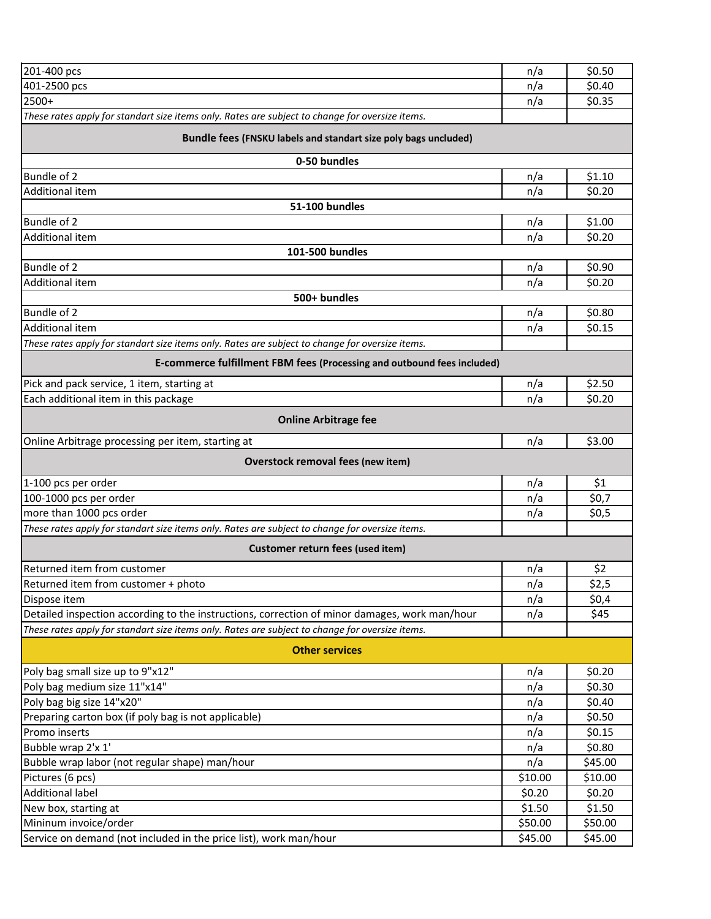| | | |
|---|---|---|
| 201-400 pcs | n/a | $0.50 |
| 401-2500 pcs | n/a | $0.40 |
| 2500+ | n/a | $0.35 |
| *These rates apply for standart size items only. Rates are subject to change for oversize items.* | | |
| **Bundle fees (FNSKU labels and standart size poly bags uncluded)** | | |
| **0-50 bundles** | | |
| Bundle of 2 | n/a | $1.10 |
| Additional item | n/a | $0.20 |
| **51-100 bundles** | | |
| Bundle of 2 | n/a | $1.00 |
| Additional item | n/a | $0.20 |
| **101-500 bundles** | | |
| Bundle of 2 | n/a | $0.90 |
| Additional item | n/a | $0.20 |
| **500+ bundles** | | |
| Bundle of 2 | n/a | $0.80 |
| Additional item | n/a | $0.15 |
| *These rates apply for standart size items only. Rates are subject to change for oversize items.* | | |
| **E-commerce fulfillment FBM fees (Processing and outbound fees included)** | | |
| Pick and pack service, 1 item, starting at | n/a | $2.50 |
| Each additional item in this package | n/a | $0.20 |
| **Online Arbitrage fee** | | |
| Online Arbitrage processing per item, starting at | n/a | $3.00 |
| **Overstock removal fees (new item)** | | |
| 1-100 pcs per order | n/a | $1 |
| 100-1000 pcs per order | n/a | $0,7 |
| more than 1000 pcs order | n/a | $0,5 |
| *These rates apply for standart size items only. Rates are subject to change for oversize items.* | | |
| **Customer return fees (used item)** | | |
| Returned item from customer | n/a | $2 |
| Returned item from customer + photo | n/a | $2,5 |
| Dispose item | n/a | $0,4 |
| Detailed inspection according to the instructions, correction of minor damages, work man/hour | n/a | $45 |
| *These rates apply for standart size items only. Rates are subject to change for oversize items.* | | |
| **Other services** | | |
| Poly bag small size up to 9"x12" | n/a | $0.20 |
| Poly bag medium size 11"x14" | n/a | $0.30 |
| Poly bag big size 14"x20" | n/a | $0.40 |
| Preparing carton box (if poly bag is not applicable) | n/a | $0.50 |
| Promo inserts | n/a | $0.15 |
| Bubble wrap 2'x 1' | n/a | $0.80 |
| Bubble wrap labor (not regular shape) man/hour | n/a | $45.00 |
| Pictures (6 pcs) | $10.00 | $10.00 |
| Additional label | $0.20 | $0.20 |
| New box, starting at | $1.50 | $1.50 |
| Mininum invoice/order | $50.00 | $50.00 |
| Service on demand (not included in the price list), work man/hour | $45.00 | $45.00 |